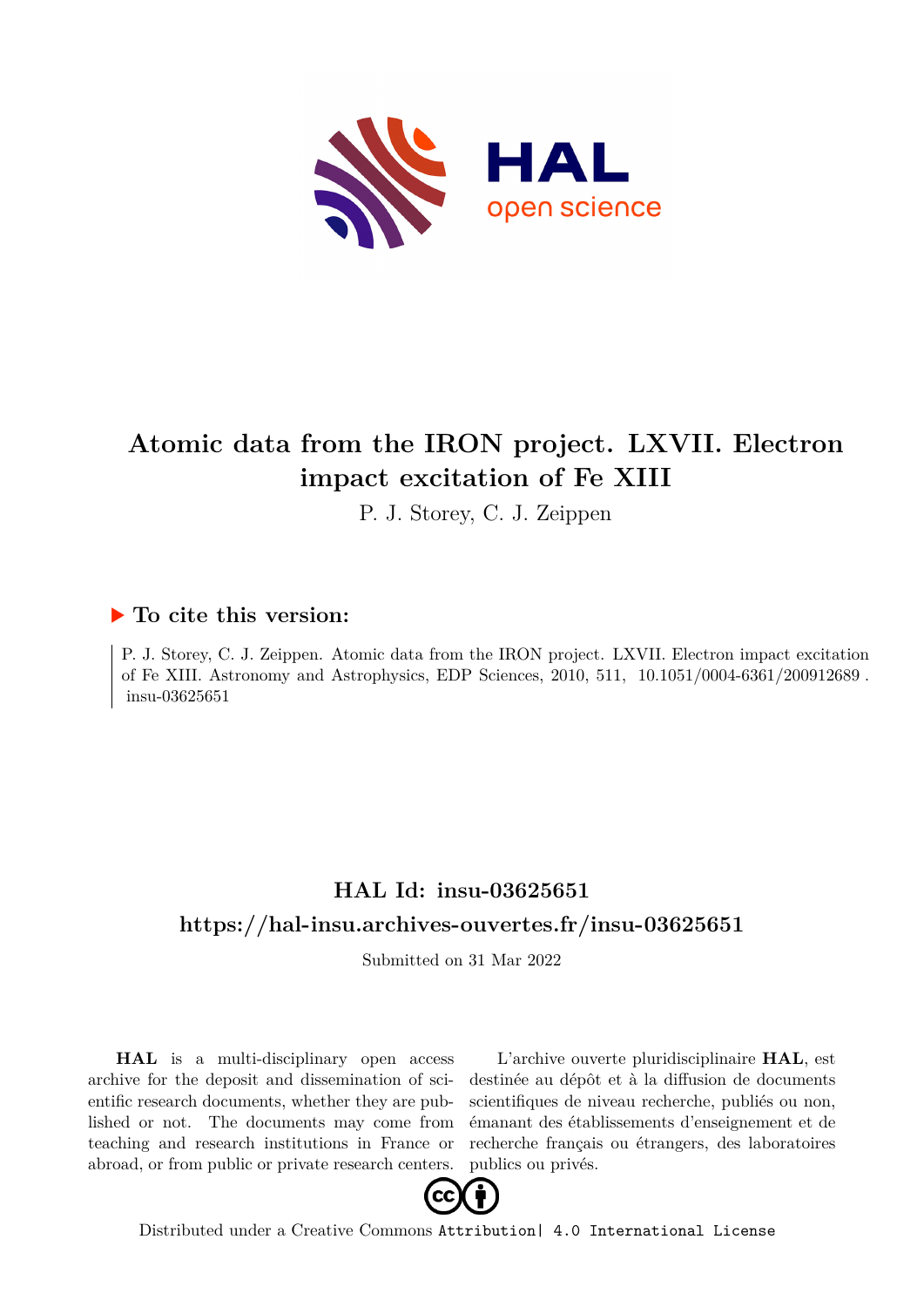# Atomic data from the IRON project. LXVII. Electron impact excitation of Fe XIII

P. J. Storey, C. J. Zeippen

## ▶ To cite this version:

P. J. Storey, C. J. Zeippen. Atomic data from the IRON project. LXVII. Electron impact excitation of Fe XIII. Astronomy and Astrophysics, EDP Sciences, 2010, 511, 10.1051/0004-6361/200912689 . insu-03625651

## HAL Id: insu-03625651

## https://hal-insu.archives-ouvertes.fr/insu-03625651

Submitted on 31 Mar 2022

**HAL** is a multi-disciplinary open access archive for the deposit and dissemination of scientific research documents, whether they are published or not. The documents may come from teaching and research institutions in France or abroad, or from public or private research centers.

L'archive ouverte pluridisciplinaire **HAL**, est destinée au dépôt et à la diffusion de documents scientifiques de niveau recherche, publiés ou non, émanant des établissements d'enseignement et de recherche français ou étrangers, des laboratoires publics ou privés.

Distributed under a Creative Commons Attribution| 4.0 International License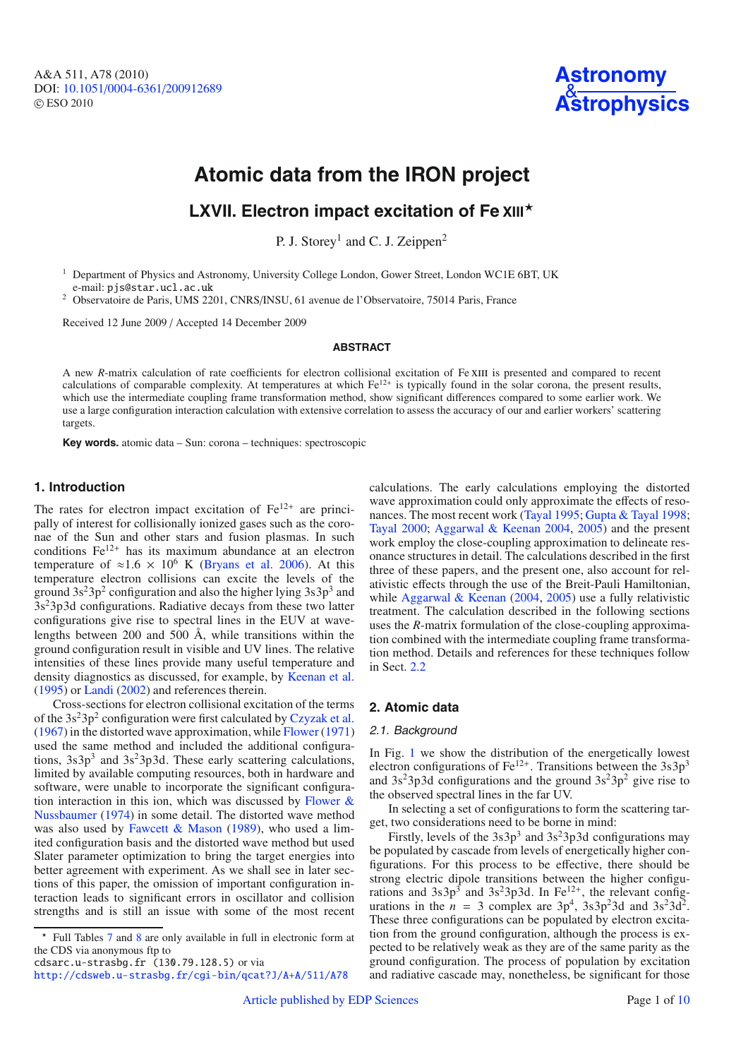# Atomic data from the IRON project

## LXVII. Electron impact excitation of Fe XIII*

P. J. Storey[1] and C. J. Zeippen[2]

[1] Department of Physics and Astronomy, University College London, Gower Street, London WC1E 6BT, UK
e-mail: pjs@star.ucl.ac.uk

[2] Observatoire de Paris, UMS 2201, CNRS/INSU, 61 avenue de l'Observatoire, 75014 Paris, France

Received 12 June 2009 / Accepted 14 December 2009

### ABSTRACT

A new *R*-matrix calculation of rate coefficients for electron collisional excitation of Fe XIII is presented and compared to recent calculations of comparable complexity. At temperatures at which $Fe^{12+}$ is typically found in the solar corona, the present results, which use the intermediate coupling frame transformation method, show significant differences compared to some earlier work. We use a large configuration interaction calculation with extensive correlation to assess the accuracy of our and earlier workers' scattering targets.

**Key words.** atomic data – Sun: corona – techniques: spectroscopic

## 1. Introduction

The rates for electron impact excitation of $Fe^{12+}$ are principally of interest for collisionally ionized gases such as the coronae of the Sun and other stars and fusion plasmas. In such conditions $Fe^{12+}$ has its maximum abundance at an electron temperature of $\approx 1.6 \times 10^6$ K (Bryans et al. 2006). At this temperature electron collisions can excite the levels of the ground $3s^23p^2$ configuration and also the higher lying $3s3p^3$ and $3s^23p3d$ configurations. Radiative decays from these two latter configurations give rise to spectral lines in the EUV at wavelengths between 200 and 500 Å, while transitions within the ground configuration result in visible and UV lines. The relative intensities of these lines provide many useful temperature and density diagnostics as discussed, for example, by Keenan et al. (1995) or Landi (2002) and references therein.

Cross-sections for electron collisional excitation of the terms of the $3s^23p^2$ configuration were first calculated by Czyzak et al. (1967) in the distorted wave approximation, while Flower (1971) used the same method and included the additional configurations, $3s3p^3$ and $3s^23p3d$. These early scattering calculations, limited by available computing resources, both in hardware and software, were unable to incorporate the significant configuration interaction in this ion, which was discussed by Flower & Nussbaumer (1974) in some detail. The distorted wave method was also used by Fawcett & Mason (1989), who used a limited configuration basis and the distorted wave method but used Slater parameter optimization to bring the target energies into better agreement with experiment. As we shall see in later sections of this paper, the omission of important configuration interaction leads to significant errors in oscillator and collision strengths and is still an issue with some of the most recent calculations. The early calculations employing the distorted wave approximation could only approximate the effects of resonances. The most recent work (Tayal 1995; Gupta & Tayal 1998; Tayal 2000; Aggarwal & Keenan 2004, 2005) and the present work employ the close-coupling approximation to delineate resonance structures in detail. The calculations described in the first three of these papers, and the present one, also account for relativistic effects through the use of the Breit-Pauli Hamiltonian, while Aggarwal & Keenan (2004, 2005) use a fully relativistic treatment. The calculation described in the following sections uses the *R*-matrix formulation of the close-coupling approximation combined with the intermediate coupling frame transformation method. Details and references for these techniques follow in Sect. 2.2

## 2. Atomic data

### 2.1. Background

In Fig. 1 we show the distribution of the energetically lowest electron configurations of $Fe^{12+}$. Transitions between the $3s3p^3$ and $3s^23p3d$ configurations and the ground $3s^23p^2$ give rise to the observed spectral lines in the far UV.

In selecting a set of configurations to form the scattering target, two considerations need to be borne in mind:

Firstly, levels of the $3s3p^3$ and $3s^23p3d$ configurations may be populated by cascade from levels of energetically higher configurations. For this process to be effective, there should be strong electric dipole transitions between the higher configurations and $3s3p^3$ and $3s^23p3d$. In $Fe^{12+}$, the relevant configurations in the $n = 3$ complex are $3p^4$, $3s3p^23d$ and $3s^23d^2$. These three configurations can be populated by electron excitation from the ground configuration, although the process is expected to be relatively weak as they are of the same parity as the ground configuration. The process of population by excitation and radiative cascade may, nonetheless, be significant for those

* Full Tables 7 and 8 are only available in full in electronic form at the CDS via anonymous ftp to cdsarc.u-strasbg.fr (130.79.128.5) or via http://cdsweb.u-strasbg.fr/cgi-bin/qcat?J/A+A/511/A78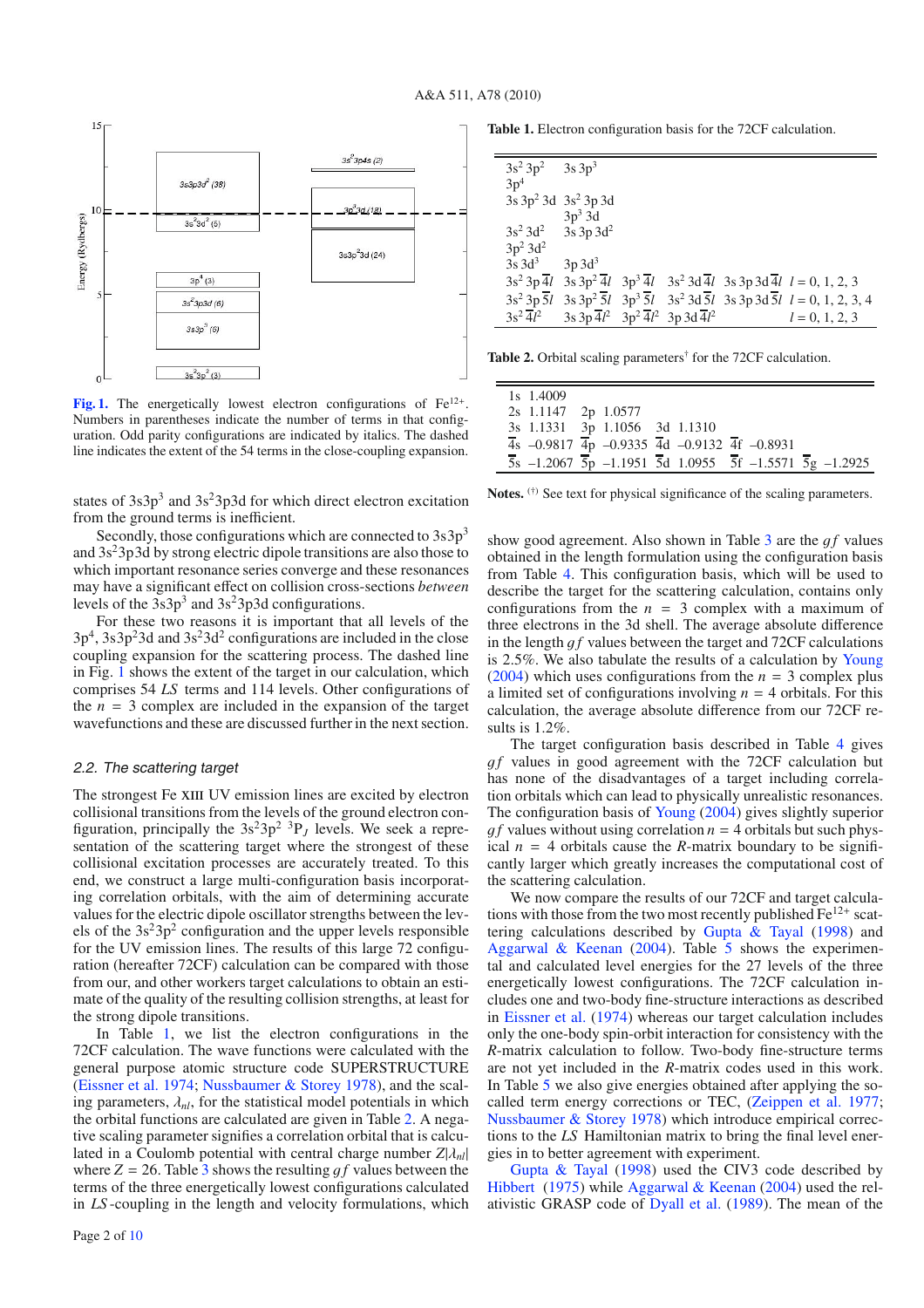**Fig. 1.** The energetically lowest electron configurations of $Fe^{12+}$. Numbers in parentheses indicate the number of terms in that configuration. Odd parity configurations are indicated by italics. The dashed line indicates the extent of the 54 terms in the close-coupling expansion.

states of $3s3p^3$ and $3s^23p3d$ for which direct electron excitation from the ground terms is inefficient.

Secondly, those configurations which are connected to $3s3p^3$ and $3s^23p3d$ by strong electric dipole transitions are also those to which important resonance series converge and these resonances may have a significant effect on collision cross-sections *between* levels of the $3s3p^3$ and $3s^23p3d$ configurations.

For these two reasons it is important that all levels of the $3p^4$, $3s3p^23d$ and $3s^23d^2$ configurations are included in the close coupling expansion for the scattering process. The dashed line in Fig. 1 shows the extent of the target in our calculation, which comprises 54 *LS* terms and 114 levels. Other configurations of the $n = 3$ complex are included in the expansion of the target wavefunctions and these are discussed further in the next section.

### 2.2. The scattering target

The strongest Fe XIII UV emission lines are excited by electron collisional transitions from the levels of the ground electron configuration, principally the $3s^23p^2$ $^3P_J$ levels. We seek a representation of the scattering target where the strongest of these collisional excitation processes are accurately treated. To this end, we construct a large multi-configuration basis incorporating correlation orbitals, with the aim of determining accurate values for the electric dipole oscillator strengths between the levels of the $3s^23p^2$ configuration and the upper levels responsible for the UV emission lines. The results of this large 72 configuration (hereafter 72CF) calculation can be compared with those from our, and other workers target calculations to obtain an estimate of the quality of the resulting collision strengths, at least for the strong dipole transitions.

In Table 1, we list the electron configurations in the 72CF calculation. The wave functions were calculated with the general purpose atomic structure code SUPERSTRUCTURE (Eissner et al. 1974; Nussbaumer & Storey 1978), and the scaling parameters, $\lambda_{nl}$, for the statistical model potentials in which the orbital functions are calculated are given in Table 2. A negative scaling parameter signifies a correlation orbital that is calculated in a Coulomb potential with central charge number $Z|\lambda_{nl}|$ where $Z = 26$. Table 3 shows the resulting $gf$ values between the terms of the three energetically lowest configurations calculated in *LS*-coupling in the length and velocity formulations, which

**Table 1.** Electron configuration basis for the 72CF calculation.

| | | | | | |
|---|---|---|---|---|---|
| $3s^2\,3p^2$ | $3s\,3p^3$ | | | | |
| $3p^4$ | | | | | |
| $3s\,3p^2\,3d$ | $3s^2\,3p\,3d$ | | | | |
| | $3p^3\,3d$ | | | | |
| $3s^2\,3d^2$ | $3s\,3p\,3d^2$ | | | | |
| $3p^2\,3d^2$ | | | | | |
| $3s\,3d^3$ | $3p\,3d^3$ | | | | |
| $3s^2\,3p\,\overline{4}l$ | $3s\,3p^2\,\overline{4}l$ | $3p^3\,\overline{4}l$ | $3s^2\,3d\,\overline{4}l$ | $3s\,3p\,3d\,\overline{4}l$ | $l = 0, 1, 2, 3$ |
| $3s^2\,3p\,\overline{5}l$ | $3s\,3p^2\,\overline{5}l$ | $3p^3\,\overline{5}l$ | $3s^2\,3d\,\overline{5}l$ | $3s\,3p\,3d\,\overline{5}l$ | $l = 0, 1, 2, 3, 4$ |
| $3s^2\,\overline{4}l^2$ | $3s\,3p\,\overline{4}l^2$ | $3p^2\,\overline{4}l^2$ | $3p\,3d\,\overline{4}l^2$ | | $l = 0, 1, 2, 3$ |

**Table 2.** Orbital scaling parameters[†] for the 72CF calculation.

| | | | | | | | | | |
|---|---|---|---|---|---|---|---|---|---|
| 1s | 1.4009 | | | | | | | | |
| 2s | 1.1147 | 2p | 1.0577 | | | | | | |
| 3s | 1.1331 | 3p | 1.1056 | 3d | 1.1310 | | | | |
| $\overline{4}$s | −0.9817 | $\overline{4}$p | −0.9335 | $\overline{4}$d | −0.9132 | $\overline{4}$f | −0.8931 | | |
| $\overline{5}$s | −1.2067 | $\overline{5}$p | −1.1951 | $\overline{5}$d | 1.0955 | $\overline{5}$f | −1.5571 | $\overline{5}$g | −1.2925 |

**Notes.** [(†)] See text for physical significance of the scaling parameters.

show good agreement. Also shown in Table 3 are the $gf$ values obtained in the length formulation using the configuration basis from Table 4. This configuration basis, which will be used to describe the target for the scattering calculation, contains only configurations from the $n = 3$ complex with a maximum of three electrons in the 3d shell. The average absolute difference in the length $gf$ values between the target and 72CF calculations is 2.5%. We also tabulate the results of a calculation by Young (2004) which uses configurations from the $n = 3$ complex plus a limited set of configurations involving $n = 4$ orbitals. For this calculation, the average absolute difference from our 72CF results is 1.2%.

The target configuration basis described in Table 4 gives $gf$ values in good agreement with the 72CF calculation but has none of the disadvantages of a target including correlation orbitals which can lead to physically unrealistic resonances. The configuration basis of Young (2004) gives slightly superior $gf$ values without using correlation $n = 4$ orbitals but such physical $n = 4$ orbitals cause the *R*-matrix boundary to be significantly larger which greatly increases the computational cost of the scattering calculation.

We now compare the results of our 72CF and target calculations with those from the two most recently published $Fe^{12+}$ scattering calculations described by Gupta & Tayal (1998) and Aggarwal & Keenan (2004). Table 5 shows the experimental and calculated level energies for the 27 levels of the three energetically lowest configurations. The 72CF calculation includes one and two-body fine-structure interactions as described in Eissner et al. (1974) whereas our target calculation includes only the one-body spin-orbit interaction for consistency with the *R*-matrix calculation to follow. Two-body fine-structure terms are not yet included in the *R*-matrix codes used in this work. In Table 5 we also give energies obtained after applying the so-called term energy corrections or TEC, (Zeippen et al. 1977; Nussbaumer & Storey 1978) which introduce empirical corrections to the *LS* Hamiltonian matrix to bring the final level energies in to better agreement with experiment.

Gupta & Tayal (1998) used the CIV3 code described by Hibbert (1975) while Aggarwal & Keenan (2004) used the relativistic GRASP code of Dyall et al. (1989). The mean of the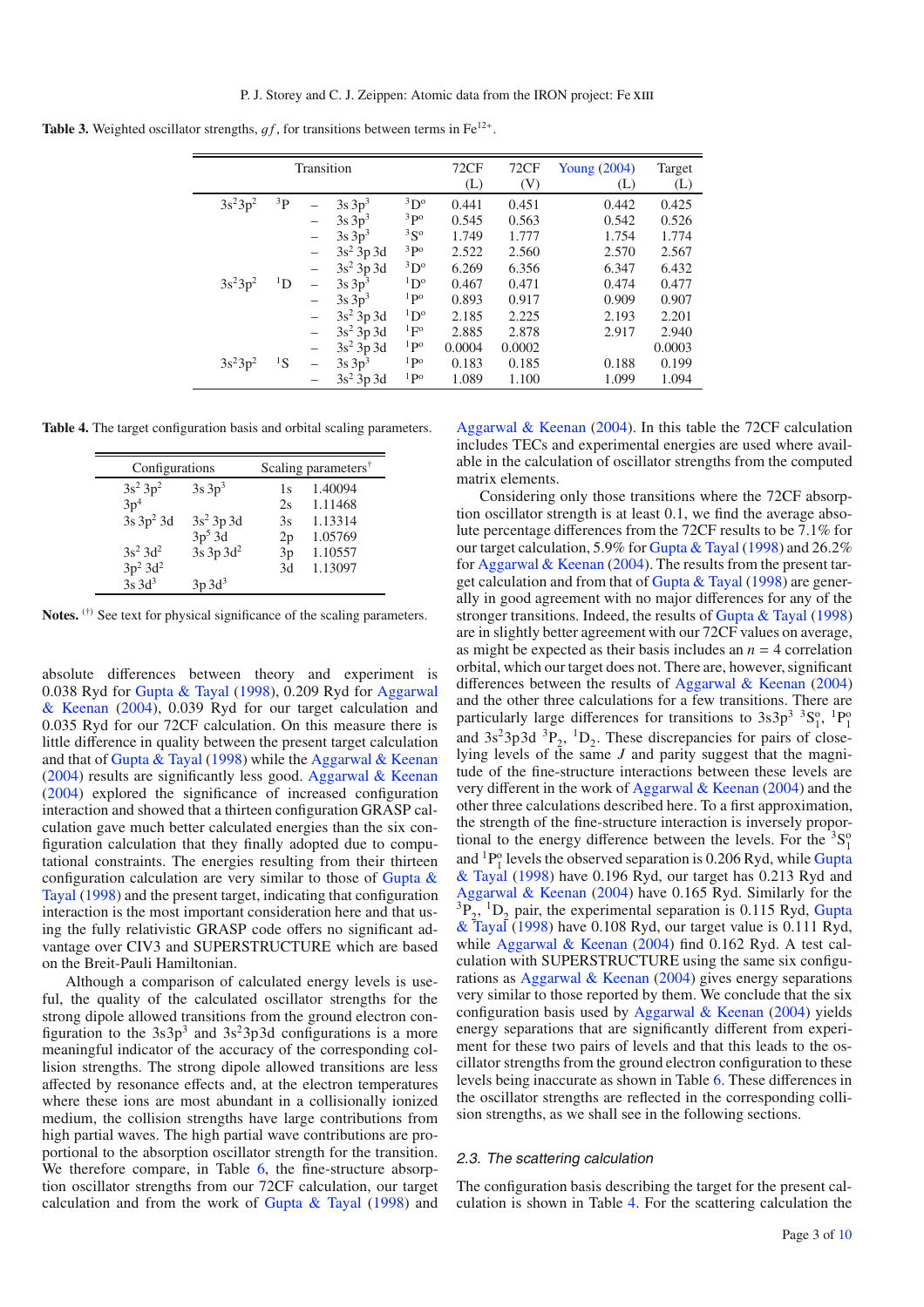**Table 3.** Weighted oscillator strengths, $gf$, for transitions between terms in $Fe^{12+}$.

| Transition | | | | | 72CF (L) | 72CF (V) | Young (2004) (L) | Target (L) |
|---|---|---|---|---|---|---|---|---|
| $3s^23p^2$ | $^3$P | – | $3s\,3p^3$ | $^3$D$^o$ | 0.441 | 0.451 | 0.442 | 0.425 |
| | | – | $3s\,3p^3$ | $^3$P$^o$ | 0.545 | 0.563 | 0.542 | 0.526 |
| | | – | $3s\,3p^3$ | $^3$S$^o$ | 1.749 | 1.777 | 1.754 | 1.774 |
| | | – | $3s^2\,3p\,3d$ | $^3$P$^o$ | 2.522 | 2.560 | 2.570 | 2.567 |
| | | – | $3s^2\,3p\,3d$ | $^3$D$^o$ | 6.269 | 6.356 | 6.347 | 6.432 |
| $3s^23p^2$ | $^1$D | – | $3s\,3p^3$ | $^1$D$^o$ | 0.467 | 0.471 | 0.474 | 0.477 |
| | | – | $3s\,3p^3$ | $^1$P$^o$ | 0.893 | 0.917 | 0.909 | 0.907 |
| | | – | $3s^2\,3p\,3d$ | $^1$D$^o$ | 2.185 | 2.225 | 2.193 | 2.201 |
| | | – | $3s^2\,3p\,3d$ | $^1$F$^o$ | 2.885 | 2.878 | 2.917 | 2.940 |
| | | – | $3s^2\,3p\,3d$ | $^1$P$^o$ | 0.0004 | 0.0002 | | 0.0003 |
| $3s^23p^2$ | $^1$S | – | $3s\,3p^3$ | $^1$P$^o$ | 0.183 | 0.185 | 0.188 | 0.199 |
| | | – | $3s^2\,3p\,3d$ | $^1$P$^o$ | 1.089 | 1.100 | 1.099 | 1.094 |

**Table 4.** The target configuration basis and orbital scaling parameters.

| Configurations | | Scaling parameters[†] | |
|---|---|---|---|
| $3s^2\,3p^2$ | $3s\,3p^3$ | 1s | 1.40094 |
| $3p^4$ | | 2s | 1.11468 |
| $3s\,3p^2\,3d$ | $3s^2\,3p\,3d$ | 3s | 1.13314 |
| | $3p^5\,3d$ | 2p | 1.05769 |
| $3s^2\,3d^2$ | $3s\,3p\,3d^2$ | 3p | 1.10557 |
| $3p^2\,3d^2$ | | 3d | 1.13097 |
| $3s\,3d^3$ | $3p\,3d^3$ | | |

**Notes.** [†] See text for physical significance of the scaling parameters.

absolute differences between theory and experiment is 0.038 Ryd for Gupta & Tayal (1998), 0.209 Ryd for Aggarwal & Keenan (2004), 0.039 Ryd for our target calculation and 0.035 Ryd for our 72CF calculation. On this measure there is little difference in quality between the present target calculation and that of Gupta & Tayal (1998) while the Aggarwal & Keenan (2004) results are significantly less good. Aggarwal & Keenan (2004) explored the significance of increased configuration interaction and showed that a thirteen configuration GRASP calculation gave much better calculated energies than the six configuration calculation that they finally adopted due to computational constraints. The energies resulting from their thirteen configuration calculation are very similar to those of Gupta & Tayal (1998) and the present target, indicating that configuration interaction is the most important consideration here and that using the fully relativistic GRASP code offers no significant advantage over CIV3 and SUPERSTRUCTURE which are based on the Breit-Pauli Hamiltonian.

Although a comparison of calculated energy levels is useful, the quality of the calculated oscillator strengths for the strong dipole allowed transitions from the ground electron configuration to the $3s3p^3$ and $3s^23p3d$ configurations is a more meaningful indicator of the accuracy of the corresponding collision strengths. The strong dipole allowed transitions are less affected by resonance effects and, at the electron temperatures where these ions are most abundant in a collisionally ionized medium, the collision strengths have large contributions from high partial waves. The high partial wave contributions are proportional to the absorption oscillator strength for the transition. We therefore compare, in Table 6, the fine-structure absorption oscillator strengths from our 72CF calculation, our target calculation and from the work of Gupta & Tayal (1998) and Aggarwal & Keenan (2004). In this table the 72CF calculation includes TECs and experimental energies are used where available in the calculation of oscillator strengths from the computed matrix elements.

Considering only those transitions where the 72CF absorption oscillator strength is at least 0.1, we find the average absolute percentage differences from the 72CF results to be 7.1% for our target calculation, 5.9% for Gupta & Tayal (1998) and 26.2% for Aggarwal & Keenan (2004). The results from the present target calculation and from that of Gupta & Tayal (1998) are generally in good agreement with no major differences for any of the stronger transitions. Indeed, the results of Gupta & Tayal (1998) are in slightly better agreement with our 72CF values on average, as might be expected as their basis includes an $n = 4$ correlation orbital, which our target does not. There are, however, significant differences between the results of Aggarwal & Keenan (2004) and the other three calculations for a few transitions. There are particularly large differences for transitions to $3s3p^3$ $^3S^o_1$, $^1P^o_1$ and $3s^23p3d$ $^3P_2$, $^1D_2$. These discrepancies for pairs of close-lying levels of the same $J$ and parity suggest that the magnitude of the fine-structure interactions between these levels are very different in the work of Aggarwal & Keenan (2004) and the other three calculations described here. To a first approximation, the strength of the fine-structure interaction is inversely proportional to the energy difference between the levels. For the $^3S^o_1$ and $^1P^o_1$ levels the observed separation is 0.206 Ryd, while Gupta & Tayal (1998) have 0.196 Ryd, our target has 0.213 Ryd and Aggarwal & Keenan (2004) have 0.165 Ryd. Similarly for the $^3P_2$, $^1D_2$ pair, the experimental separation is 0.115 Ryd, Gupta & Tayal (1998) have 0.108 Ryd, our target value is 0.111 Ryd, while Aggarwal & Keenan (2004) find 0.162 Ryd. A test calculation with SUPERSTRUCTURE using the same six configurations as Aggarwal & Keenan (2004) gives energy separations very similar to those reported by them. We conclude that the six configuration basis used by Aggarwal & Keenan (2004) yields energy separations that are significantly different from experiment for these two pairs of levels and that this leads to the oscillator strengths from the ground electron configuration to these levels being inaccurate as shown in Table 6. These differences in the oscillator strengths are reflected in the corresponding collision strengths, as we shall see in the following sections.

### *2.3. The scattering calculation*

The configuration basis describing the target for the present calculation is shown in Table 4. For the scattering calculation the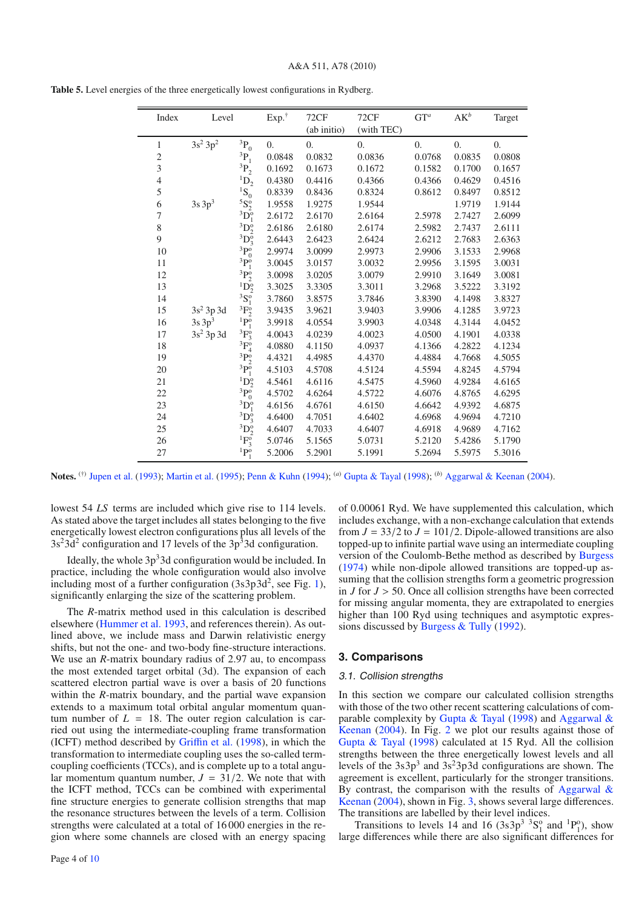**Table 5.** Level energies of the three energetically lowest configurations in Rydberg.

| Index | Level | | Exp.[†] | 72CF (ab initio) | 72CF (with TEC) | GT[a] | AK[b] | Target |
|---|---|---|---|---|---|---|---|---|
| 1 | $3s^2\,3p^2$ | $^3P_0$ | 0. | 0. | 0. | 0. | 0. | 0. |
| 2 | | $^3P_1$ | 0.0848 | 0.0832 | 0.0836 | 0.0768 | 0.0835 | 0.0808 |
| 3 | | $^3P_2$ | 0.1692 | 0.1673 | 0.1672 | 0.1582 | 0.1700 | 0.1657 |
| 4 | | $^1D_2$ | 0.4380 | 0.4416 | 0.4366 | 0.4366 | 0.4629 | 0.4516 |
| 5 | | $^1S_0$ | 0.8339 | 0.8436 | 0.8324 | 0.8612 | 0.8497 | 0.8512 |
| 6 | $3s\,3p^3$ | $^5S^o_2$ | 1.9558 | 1.9275 | 1.9544 | | 1.9719 | 1.9144 |
| 7 | | $^3D^o_1$ | 2.6172 | 2.6170 | 2.6164 | 2.5978 | 2.7427 | 2.6099 |
| 8 | | $^3D^o_2$ | 2.6186 | 2.6180 | 2.6174 | 2.5982 | 2.7437 | 2.6111 |
| 9 | | $^3D^o_3$ | 2.6443 | 2.6423 | 2.6424 | 2.6212 | 2.7683 | 2.6363 |
| 10 | | $^3P^o_0$ | 2.9974 | 3.0099 | 2.9973 | 2.9906 | 3.1533 | 2.9968 |
| 11 | | $^3P^o_1$ | 3.0045 | 3.0157 | 3.0032 | 2.9956 | 3.1595 | 3.0031 |
| 12 | | $^3P^o_2$ | 3.0098 | 3.0205 | 3.0079 | 2.9910 | 3.1649 | 3.0081 |
| 13 | | $^1D^o_2$ | 3.3025 | 3.3305 | 3.3011 | 3.2968 | 3.5222 | 3.3192 |
| 14 | | $^3S^o_1$ | 3.7860 | 3.8575 | 3.7846 | 3.8390 | 4.1498 | 3.8327 |
| 15 | $3s^2\,3p\,3d$ | $^3F^o_2$ | 3.9435 | 3.9621 | 3.9403 | 3.9906 | 4.1285 | 3.9723 |
| 16 | $3s\,3p^3$ | $^1P^o_1$ | 3.9918 | 4.0554 | 3.9903 | 4.0348 | 4.3144 | 4.0452 |
| 17 | $3s^2\,3p\,3d$ | $^3F^o_3$ | 4.0043 | 4.0239 | 4.0023 | 4.0500 | 4.1901 | 4.0338 |
| 18 | | $^3F^o_4$ | 4.0880 | 4.1150 | 4.0937 | 4.1366 | 4.2822 | 4.1234 |
| 19 | | $^3P^o_2$ | 4.4321 | 4.4985 | 4.4370 | 4.4884 | 4.7668 | 4.5055 |
| 20 | | $^3P^o_1$ | 4.5103 | 4.5708 | 4.5124 | 4.5594 | 4.8245 | 4.5794 |
| 21 | | $^1D^o_2$ | 4.5461 | 4.6116 | 4.5475 | 4.5960 | 4.9284 | 4.6165 |
| 22 | | $^3P^o_0$ | 4.5702 | 4.6264 | 4.5722 | 4.6076 | 4.8765 | 4.6295 |
| 23 | | $^3D^o_1$ | 4.6156 | 4.6761 | 4.6150 | 4.6642 | 4.9392 | 4.6875 |
| 24 | | $^3D^o_3$ | 4.6400 | 4.7051 | 4.6402 | 4.6968 | 4.9694 | 4.7210 |
| 25 | | $^3D^o_2$ | 4.6407 | 4.7033 | 4.6407 | 4.6918 | 4.9689 | 4.7162 |
| 26 | | $^1F^o_3$ | 5.0746 | 5.1565 | 5.0731 | 5.2120 | 5.4286 | 5.1790 |
| 27 | | $^1P^o_1$ | 5.2006 | 5.2901 | 5.1991 | 5.2694 | 5.5975 | 5.3016 |

**Notes.** [†] Jupen et al. (1993); Martin et al. (1995); Penn & Kuhn (1994); [(a)] Gupta & Tayal (1998); [(b)] Aggarwal & Keenan (2004).

lowest 54 *LS* terms are included which give rise to 114 levels. As stated above the target includes all states belonging to the five energetically lowest electron configurations plus all levels of the $3s^23d^2$ configuration and 17 levels of the $3p^33d$ configuration.

Ideally, the whole $3p^33d$ configuration would be included. In practice, including the whole configuration would also involve including most of a further configuration ($3s3p3d^2$, see Fig. 1), significantly enlarging the size of the scattering problem.

The *R*-matrix method used in this calculation is described elsewhere (Hummer et al. 1993, and references therein). As outlined above, we include mass and Darwin relativistic energy shifts, but not the one- and two-body fine-structure interactions. We use an *R*-matrix boundary radius of 2.97 au, to encompass the most extended target orbital (3d). The expansion of each scattered electron partial wave is over a basis of 20 functions within the *R*-matrix boundary, and the partial wave expansion extends to a maximum total orbital angular momentum quantum number of $L = 18$. The outer region calculation is carried out using the intermediate-coupling frame transformation (ICFT) method described by Griffin et al. (1998), in which the transformation to intermediate coupling uses the so-called term-coupling coefficients (TCCs), and is complete up to a total angular momentum quantum number, $J = 31/2$. We note that with the ICFT method, TCCs can be combined with experimental fine structure energies to generate collision strengths that map the resonance structures between the levels of a term. Collision strengths were calculated at a total of 16 000 energies in the region where some channels are closed with an energy spacing of 0.00061 Ryd. We have supplemented this calculation, which includes exchange, with a non-exchange calculation that extends from $J = 33/2$ to $J = 101/2$. Dipole-allowed transitions are also topped-up to infinite partial wave using an intermediate coupling version of the Coulomb-Bethe method as described by Burgess (1974) while non-dipole allowed transitions are topped-up assuming that the collision strengths form a geometric progression in $J$ for $J > 50$. Once all collision strengths have been corrected for missing angular momenta, they are extrapolated to energies higher than 100 Ryd using techniques and asymptotic expressions discussed by Burgess & Tully (1992).

## 3. Comparisons

### 3.1. Collision strengths

In this section we compare our calculated collision strengths with those of the two other recent scattering calculations of comparable complexity by Gupta & Tayal (1998) and Aggarwal & Keenan (2004). In Fig. 2 we plot our results against those of Gupta & Tayal (1998) calculated at 15 Ryd. All the collision strengths between the three energetically lowest levels and all levels of the $3s3p^3$ and $3s^23p3d$ configurations are shown. The agreement is excellent, particularly for the stronger transitions. By contrast, the comparison with the results of Aggarwal & Keenan (2004), shown in Fig. 3, shows several large differences. The transitions are labelled by their level indices.

Transitions to levels 14 and 16 ($3s3p^3$ $^3S^o_1$ and $^1P^o_1$), show large differences while there are also significant differences for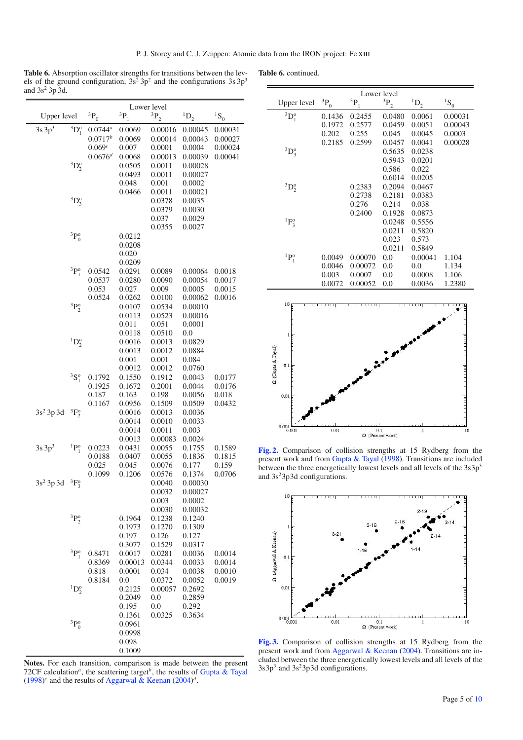**Table 6.** Absorption oscillator strengths for transitions between the levels of the ground configuration, $3s^2\,3p^2$ and the configurations $3s\,3p^3$ and $3s^2\,3p\,3d$.

| Upper level | | Lower level $^3P_0$ | $^3P_1$ | $^3P_2$ | $^1D_2$ | $^1S_0$ |
|---|---|---|---|---|---|---|
| $3s\,3p^3$ | $^3D^o_1$ | 0.0744[a] | 0.0069 | 0.00016 | 0.00045 | 0.00031 |
| | | 0.0717[b] | 0.0069 | 0.00014 | 0.00043 | 0.00027 |
| | | 0.069[c] | 0.007 | 0.0001 | 0.0004 | 0.00024 |
| | | 0.0676[d] | 0.0068 | 0.00013 | 0.00039 | 0.00041 |
| | $^3D^o_2$ | | 0.0505 | 0.0011 | 0.00028 | |
| | | | 0.0493 | 0.0011 | 0.00027 | |
| | | | 0.048 | 0.001 | 0.0002 | |
| | | | 0.0466 | 0.0011 | 0.00021 | |
| | $^3D^o_3$ | | | 0.0378 | 0.0035 | |
| | | | | 0.0379 | 0.0030 | |
| | | | | 0.037 | 0.0029 | |
| | | | | 0.0355 | 0.0027 | |
| | $^3P^o_0$ | | 0.0212 | | | |
| | | | 0.0208 | | | |
| | | | 0.020 | | | |
| | | | 0.0209 | | | |
| | $^3P^o_1$ | 0.0542 | 0.0291 | 0.0089 | 0.00064 | 0.0018 |
| | | 0.0537 | 0.0280 | 0.0090 | 0.00054 | 0.0017 |
| | | 0.053 | 0.027 | 0.009 | 0.0005 | 0.0015 |
| | | 0.0524 | 0.0262 | 0.0100 | 0.00062 | 0.0016 |
| | $^3P^o_2$ | | 0.0107 | 0.0534 | 0.00010 | |
| | | | 0.0113 | 0.0523 | 0.00016 | |
| | | | 0.011 | 0.051 | 0.0001 | |
| | | | 0.0118 | 0.0510 | 0.0 | |
| | $^1D^o_2$ | | 0.0016 | 0.0013 | 0.0829 | |
| | | | 0.0013 | 0.0012 | 0.0884 | |
| | | | 0.001 | 0.001 | 0.084 | |
| | | | 0.0012 | 0.0012 | 0.0760 | |
| | $^3S^o_1$ | 0.1792 | 0.1550 | 0.1912 | 0.0043 | 0.0177 |
| | | 0.1925 | 0.1672 | 0.2001 | 0.0044 | 0.0176 |
| | | 0.187 | 0.163 | 0.198 | 0.0056 | 0.018 |
| | | 0.1167 | 0.0956 | 0.1509 | 0.0509 | 0.0432 |
| $3s^2\,3p\,3d$ | $^3F^o_2$ | | 0.0016 | 0.0013 | 0.0036 | |
| | | | 0.0014 | 0.0010 | 0.0033 | |
| | | | 0.0014 | 0.0011 | 0.003 | |
| | | | 0.0013 | 0.00083 | 0.0024 | |
| $3s\,3p^3$ | $^1P^o_1$ | 0.0223 | 0.0431 | 0.0055 | 0.1755 | 0.1589 |
| | | 0.0188 | 0.0407 | 0.0055 | 0.1836 | 0.1815 |
| | | 0.025 | 0.045 | 0.0076 | 0.177 | 0.159 |
| | | 0.1099 | 0.1206 | 0.0576 | 0.1374 | 0.0706 |
| $3s^2\,3p\,3d$ | $^3F^o_3$ | | | 0.0040 | 0.00030 | |
| | | | | 0.0032 | 0.00027 | |
| | | | | 0.003 | 0.0002 | |
| | | | | 0.0030 | 0.00032 | |
| | $^3P^o_2$ | | 0.1964 | 0.1238 | 0.1240 | |
| | | | 0.1973 | 0.1270 | 0.1309 | |
| | | | 0.197 | 0.126 | 0.127 | |
| | | | 0.3077 | 0.1529 | 0.0317 | |
| | $^3P^o_1$ | 0.8471 | 0.0017 | 0.0281 | 0.0036 | 0.0014 |
| | | 0.8369 | 0.00013 | 0.0344 | 0.0033 | 0.0014 |
| | | 0.818 | 0.0001 | 0.034 | 0.0038 | 0.0010 |
| | | 0.8184 | 0.0 | 0.0372 | 0.0052 | 0.0019 |
| | $^1D^o_2$ | | 0.2125 | 0.00057 | 0.2692 | |
| | | | 0.2049 | 0.0 | 0.2859 | |
| | | | 0.195 | 0.0 | 0.292 | |
| | | | 0.1361 | 0.0325 | 0.3634 | |
| | $^3P^o_0$ | | 0.0961 | | | |
| | | | 0.0998 | | | |
| | | | 0.098 | | | |
| | | | 0.1009 | | | |
| | $^3D^o_1$ | 0.1436 | 0.2455 | 0.0480 | 0.0061 | 0.00031 |
| | | 0.1972 | 0.2577 | 0.0459 | 0.0051 | 0.00043 |
| | | 0.202 | 0.255 | 0.045 | 0.0045 | 0.0003 |
| | | 0.2185 | 0.2599 | 0.0457 | 0.0041 | 0.00028 |
| | $^3D^o_3$ | | | 0.5635 | 0.0238 | |
| | | | | 0.5943 | 0.0201 | |
| | | | | 0.586 | 0.022 | |
| | | | | 0.6014 | 0.0205 | |
| | $^3D^o_2$ | | 0.2383 | 0.2094 | 0.0467 | |
| | | | 0.2738 | 0.2181 | 0.0383 | |
| | | | 0.276 | 0.214 | 0.038 | |
| | | | 0.2400 | 0.1928 | 0.0873 | |
| | $^1F^o_3$ | | | 0.0248 | 0.5556 | |
| | | | | 0.0211 | 0.5820 | |
| | | | | 0.023 | 0.573 | |
| | | | | 0.0211 | 0.5849 | |
| | $^1P^o_1$ | 0.0049 | 0.00070 | 0.0 | 0.00041 | 1.104 |
| | | 0.0046 | 0.00072 | 0.0 | 0.0 | 1.134 |
| | | 0.003 | 0.0007 | 0.0 | 0.0008 | 1.106 |
| | | 0.0072 | 0.00052 | 0.0 | 0.0036 | 1.2380 |

**Notes.** For each transition, comparison is made between the present 72CF calculation[a], the scattering target[b], the results of Gupta & Tayal (1998)[c] and the results of Aggarwal & Keenan (2004)[d].

Ω (Gupta & Tayal)
Ω (Present work)
0.001 0.01 0.1 1 10

**Fig. 2.** Comparison of collision strengths at 15 Rydberg from the present work and from Gupta & Tayal (1998). Transitions are included between the three energetically lowest levels and all levels of the $3s3p^3$ and $3s^23p3d$ configurations.

Ω (Aggarwal & Keenan)
Ω (Present work)
0.001 0.01 0.1 1 10
2-19 2-15 3-14 3-15 2-14 3-21 1-16 1-14

**Fig. 3.** Comparison of collision strengths at 15 Rydberg from the present work and from Aggarwal & Keenan (2004). Transitions are included between the three energetically lowest levels and all levels of the $3s3p^3$ and $3s^23p3d$ configurations.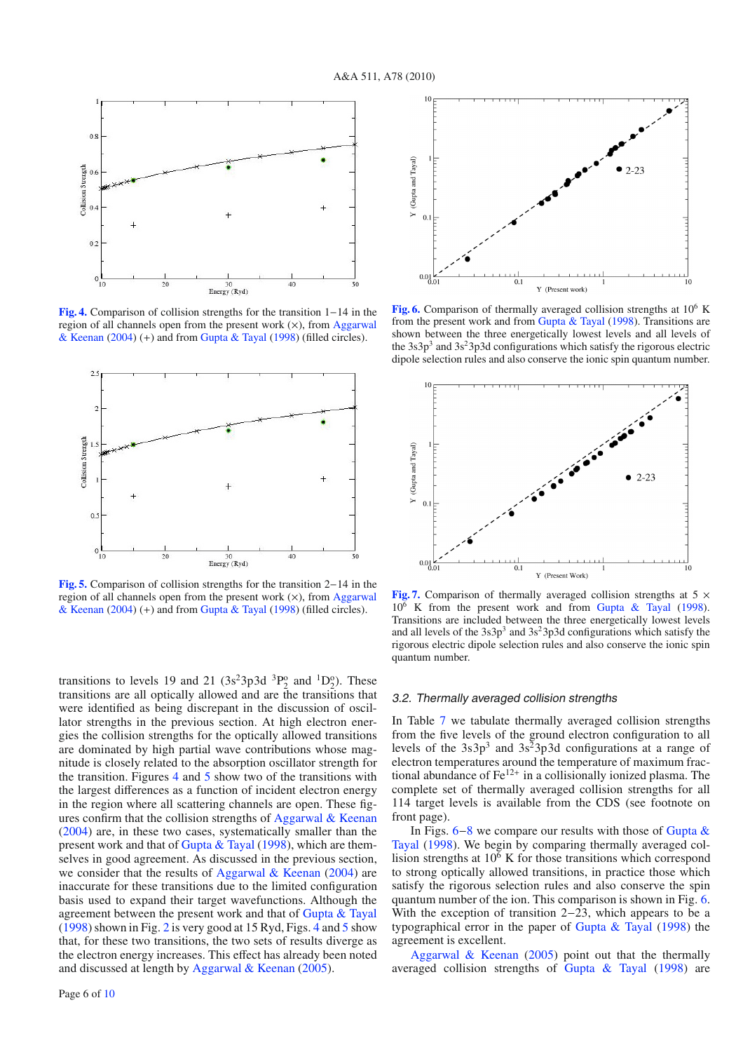Collision Strength

0.2

0.4

0.6

0.8

1

0

10 20 30 40 50

Energy (Ryd)

**Fig. 4.** Comparison of collision strengths for the transition 1−14 in the region of all channels open from the present work (×), from Aggarwal & Keenan (2004) (+) and from Gupta & Tayal (1998) (filled circles).

Collision Strength

0

0.5

1

1.5

2

2.5

10 20 30 40 50

Energy (Ryd)

**Fig. 5.** Comparison of collision strengths for the transition 2−14 in the region of all channels open from the present work (×), from Aggarwal & Keenan (2004) (+) and from Gupta & Tayal (1998) (filled circles).

Y (Gupta and Tayal)

0.01

0.1

1

10

0.01 0.1 1 10

Y (Present work)

2-23

**Fig. 6.** Comparison of thermally averaged collision strengths at $10^6$ K from the present work and from Gupta & Tayal (1998). Transitions are shown between the three energetically lowest levels and all levels of the $3s3p^3$ and $3s^23p3d$ configurations which satisfy the rigorous electric dipole selection rules and also conserve the ionic spin quantum number.

Y (Gupta and Tayal)

0.01

0.1

1

10

0.01 0.1 1 10

Y (Present Work)

2-23

**Fig. 7.** Comparison of thermally averaged collision strengths at $5 \times 10^6$ K from the present work and from Gupta & Tayal (1998). Transitions are included between the three energetically lowest levels and all levels of the $3s3p^3$ and $3s^23p3d$ configurations which satisfy the rigorous electric dipole selection rules and also conserve the ionic spin quantum number.

transitions to levels 19 and 21 ($3s^23p3d$ $^3P^o_2$ and $^1D^o_2$). These transitions are all optically allowed and are the transitions that were identified as being discrepant in the discussion of oscillator strengths in the previous section. At high electron energies the collision strengths for the optically allowed transitions are dominated by high partial wave contributions whose magnitude is closely related to the absorption oscillator strength for the transition. Figures 4 and 5 show two of the transitions with the largest differences as a function of incident electron energy in the region where all scattering channels are open. These figures confirm that the collision strengths of Aggarwal & Keenan (2004) are, in these two cases, systematically smaller than the present work and that of Gupta & Tayal (1998), which are themselves in good agreement. As discussed in the previous section, we consider that the results of Aggarwal & Keenan (2004) are inaccurate for these transitions due to the limited configuration basis used to expand their target wavefunctions. Although the agreement between the present work and that of Gupta & Tayal (1998) shown in Fig. 2 is very good at 15 Ryd, Figs. 4 and 5 show that, for these two transitions, the two sets of results diverge as the electron energy increases. This effect has already been noted and discussed at length by Aggarwal & Keenan (2005).

### 3.2. Thermally averaged collision strengths

In Table 7 we tabulate thermally averaged collision strengths from the five levels of the ground electron configuration to all levels of the $3s3p^3$ and $3s^23p3d$ configurations at a range of electron temperatures around the temperature of maximum fractional abundance of $Fe^{12+}$ in a collisionally ionized plasma. The complete set of thermally averaged collision strengths for all 114 target levels is available from the CDS (see footnote on front page).

In Figs. 6–8 we compare our results with those of Gupta & Tayal (1998). We begin by comparing thermally averaged collision strengths at $10^6$ K for those transitions which correspond to strong optically allowed transitions, in practice those which satisfy the rigorous selection rules and also conserve the spin quantum number of the ion. This comparison is shown in Fig. 6. With the exception of transition 2−23, which appears to be a typographical error in the paper of Gupta & Tayal (1998) the agreement is excellent.

Aggarwal & Keenan (2005) point out that the thermally averaged collision strengths of Gupta & Tayal (1998) are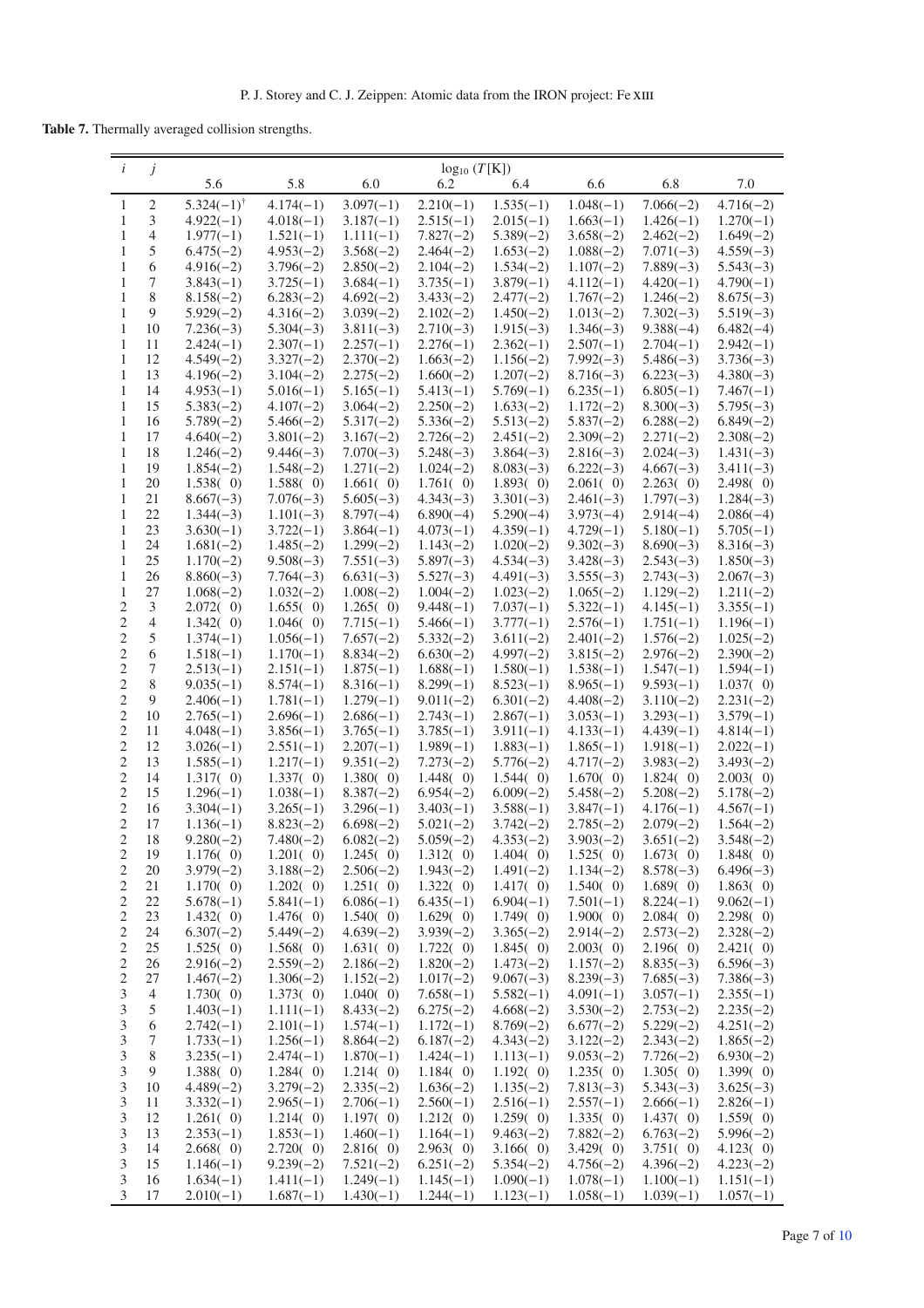**Table 7.** Thermally averaged collision strengths.

| $i$ | $j$ | $\log_{10}(T[\mathrm{K}])$ | | | | | | | |
|---|---|---|---|---|---|---|---|---|---|
| | | 5.6 | 5.8 | 6.0 | 6.2 | 6.4 | 6.6 | 6.8 | 7.0 |
| 1 | 2 | 5.324(−1)[†] | 4.174(−1) | 3.097(−1) | 2.210(−1) | 1.535(−1) | 1.048(−1) | 7.066(−2) | 4.716(−2) |
| 1 | 3 | 4.922(−1) | 4.018(−1) | 3.187(−1) | 2.515(−1) | 2.015(−1) | 1.663(−1) | 1.426(−1) | 1.270(−1) |
| 1 | 4 | 1.977(−1) | 1.521(−1) | 1.111(−1) | 7.827(−2) | 5.389(−2) | 3.658(−2) | 2.462(−2) | 1.649(−2) |
| 1 | 5 | 6.475(−2) | 4.953(−2) | 3.568(−2) | 2.464(−2) | 1.653(−2) | 1.088(−2) | 7.071(−3) | 4.559(−3) |
| 1 | 6 | 4.916(−2) | 3.796(−2) | 2.850(−2) | 2.104(−2) | 1.534(−2) | 1.107(−2) | 7.889(−3) | 5.543(−3) |
| 1 | 7 | 3.843(−1) | 3.725(−1) | 3.684(−1) | 3.735(−1) | 3.879(−1) | 4.112(−1) | 4.420(−1) | 4.790(−1) |
| 1 | 8 | 8.158(−2) | 6.283(−2) | 4.692(−2) | 3.433(−2) | 2.477(−2) | 1.767(−2) | 1.246(−2) | 8.675(−3) |
| 1 | 9 | 5.929(−2) | 4.316(−2) | 3.039(−2) | 2.102(−2) | 1.450(−2) | 1.013(−2) | 7.302(−3) | 5.519(−3) |
| 1 | 10 | 7.236(−3) | 5.304(−3) | 3.811(−3) | 2.710(−3) | 1.915(−3) | 1.346(−3) | 9.388(−4) | 6.482(−4) |
| 1 | 11 | 2.424(−1) | 2.307(−1) | 2.257(−1) | 2.276(−1) | 2.362(−1) | 2.507(−1) | 2.704(−1) | 2.942(−1) |
| 1 | 12 | 4.549(−2) | 3.327(−2) | 2.370(−2) | 1.663(−2) | 1.156(−2) | 7.992(−3) | 5.486(−3) | 3.736(−3) |
| 1 | 13 | 4.196(−2) | 3.104(−2) | 2.275(−2) | 1.660(−2) | 1.207(−2) | 8.716(−3) | 6.223(−3) | 4.380(−3) |
| 1 | 14 | 4.953(−1) | 5.016(−1) | 5.165(−1) | 5.413(−1) | 5.769(−1) | 6.235(−1) | 6.805(−1) | 7.467(−1) |
| 1 | 15 | 5.383(−2) | 4.107(−2) | 3.064(−2) | 2.250(−2) | 1.633(−2) | 1.172(−2) | 8.300(−3) | 5.795(−3) |
| 1 | 16 | 5.789(−2) | 5.466(−2) | 5.317(−2) | 5.336(−2) | 5.513(−2) | 5.837(−2) | 6.288(−2) | 6.849(−2) |
| 1 | 17 | 4.640(−2) | 3.801(−2) | 3.167(−2) | 2.726(−2) | 2.451(−2) | 2.309(−2) | 2.271(−2) | 2.308(−2) |
| 1 | 18 | 1.246(−2) | 9.446(−3) | 7.070(−3) | 5.248(−3) | 3.864(−3) | 2.816(−3) | 2.024(−3) | 1.431(−3) |
| 1 | 19 | 1.854(−2) | 1.548(−2) | 1.271(−2) | 1.024(−2) | 8.083(−3) | 6.222(−3) | 4.667(−3) | 3.411(−3) |
| 1 | 20 | 1.538( 0) | 1.588( 0) | 1.661( 0) | 1.761( 0) | 1.893( 0) | 2.061( 0) | 2.263( 0) | 2.498( 0) |
| 1 | 21 | 8.667(−3) | 7.076(−3) | 5.605(−3) | 4.343(−3) | 3.301(−3) | 2.461(−3) | 1.797(−3) | 1.284(−3) |
| 1 | 22 | 1.344(−3) | 1.101(−3) | 8.797(−4) | 6.890(−4) | 5.290(−4) | 3.973(−4) | 2.914(−4) | 2.086(−4) |
| 1 | 23 | 3.630(−1) | 3.722(−1) | 3.864(−1) | 4.073(−1) | 4.359(−1) | 4.729(−1) | 5.180(−1) | 5.705(−1) |
| 1 | 24 | 1.681(−2) | 1.485(−2) | 1.299(−2) | 1.143(−2) | 1.020(−2) | 9.302(−3) | 8.690(−3) | 8.316(−3) |
| 1 | 25 | 1.170(−2) | 9.508(−3) | 7.551(−3) | 5.897(−3) | 4.534(−3) | 3.428(−3) | 2.543(−3) | 1.850(−3) |
| 1 | 26 | 8.860(−3) | 7.764(−3) | 6.631(−3) | 5.527(−3) | 4.491(−3) | 3.555(−3) | 2.743(−3) | 2.067(−3) |
| 1 | 27 | 1.068(−2) | 1.032(−2) | 1.008(−2) | 1.004(−2) | 1.023(−2) | 1.065(−2) | 1.129(−2) | 1.211(−2) |
| 2 | 3 | 2.072( 0) | 1.655( 0) | 1.265( 0) | 9.448(−1) | 7.037(−1) | 5.322(−1) | 4.145(−1) | 3.355(−1) |
| 2 | 4 | 1.342( 0) | 1.046( 0) | 7.715(−1) | 5.466(−1) | 3.777(−1) | 2.576(−1) | 1.751(−1) | 1.196(−1) |
| 2 | 5 | 1.374(−1) | 1.056(−1) | 7.657(−2) | 5.332(−2) | 3.611(−2) | 2.401(−2) | 1.576(−2) | 1.025(−2) |
| 2 | 6 | 1.518(−1) | 1.170(−1) | 8.834(−2) | 6.630(−2) | 4.997(−2) | 3.815(−2) | 2.976(−2) | 2.390(−2) |
| 2 | 7 | 2.513(−1) | 2.151(−1) | 1.875(−1) | 1.688(−1) | 1.580(−1) | 1.538(−1) | 1.547(−1) | 1.594(−1) |
| 2 | 8 | 9.035(−1) | 8.574(−1) | 8.316(−1) | 8.299(−1) | 8.523(−1) | 8.965(−1) | 9.593(−1) | 1.037( 0) |
| 2 | 9 | 2.406(−1) | 1.781(−1) | 1.279(−1) | 9.011(−2) | 6.301(−2) | 4.408(−2) | 3.110(−2) | 2.231(−2) |
| 2 | 10 | 2.765(−1) | 2.696(−1) | 2.686(−1) | 2.743(−1) | 2.867(−1) | 3.053(−1) | 3.293(−1) | 3.579(−1) |
| 2 | 11 | 4.048(−1) | 3.856(−1) | 3.765(−1) | 3.785(−1) | 3.911(−1) | 4.133(−1) | 4.439(−1) | 4.814(−1) |
| 2 | 12 | 3.026(−1) | 2.551(−1) | 2.207(−1) | 1.989(−1) | 1.883(−1) | 1.865(−1) | 1.918(−1) | 2.022(−1) |
| 2 | 13 | 1.585(−1) | 1.217(−1) | 9.351(−2) | 7.273(−2) | 5.776(−2) | 4.717(−2) | 3.983(−2) | 3.493(−2) |
| 2 | 14 | 1.317( 0) | 1.337( 0) | 1.380( 0) | 1.448( 0) | 1.544( 0) | 1.670( 0) | 1.824( 0) | 2.003( 0) |
| 2 | 15 | 1.296(−1) | 1.038(−1) | 8.387(−2) | 6.954(−2) | 6.009(−2) | 5.458(−2) | 5.208(−2) | 5.178(−2) |
| 2 | 16 | 3.304(−1) | 3.265(−1) | 3.296(−1) | 3.403(−1) | 3.588(−1) | 3.847(−1) | 4.176(−1) | 4.567(−1) |
| 2 | 17 | 1.136(−1) | 8.823(−2) | 6.698(−2) | 5.021(−2) | 3.742(−2) | 2.785(−2) | 2.079(−2) | 1.564(−2) |
| 2 | 18 | 9.280(−2) | 7.480(−2) | 6.082(−2) | 5.059(−2) | 4.353(−2) | 3.903(−2) | 3.651(−2) | 3.548(−2) |
| 2 | 19 | 1.176( 0) | 1.201( 0) | 1.245( 0) | 1.312( 0) | 1.404( 0) | 1.525( 0) | 1.673( 0) | 1.848( 0) |
| 2 | 20 | 3.979(−2) | 3.188(−2) | 2.506(−2) | 1.943(−2) | 1.491(−2) | 1.134(−2) | 8.578(−3) | 6.496(−3) |
| 2 | 21 | 1.170( 0) | 1.202( 0) | 1.251( 0) | 1.322( 0) | 1.417( 0) | 1.540( 0) | 1.689( 0) | 1.863( 0) |
| 2 | 22 | 5.678(−1) | 5.841(−1) | 6.086(−1) | 6.435(−1) | 6.904(−1) | 7.501(−1) | 8.224(−1) | 9.062(−1) |
| 2 | 23 | 1.432( 0) | 1.476( 0) | 1.540( 0) | 1.629( 0) | 1.749( 0) | 1.900( 0) | 2.084( 0) | 2.298( 0) |
| 2 | 24 | 6.307(−2) | 5.449(−2) | 4.639(−2) | 3.939(−2) | 3.365(−2) | 2.914(−2) | 2.573(−2) | 2.328(−2) |
| 2 | 25 | 1.525( 0) | 1.568( 0) | 1.631( 0) | 1.722( 0) | 1.845( 0) | 2.003( 0) | 2.196( 0) | 2.421( 0) |
| 2 | 26 | 2.916(−2) | 2.559(−2) | 2.186(−2) | 1.820(−2) | 1.473(−2) | 1.157(−2) | 8.835(−3) | 6.596(−3) |
| 2 | 27 | 1.467(−2) | 1.306(−2) | 1.152(−2) | 1.017(−2) | 9.067(−3) | 8.239(−3) | 7.685(−3) | 7.386(−3) |
| 3 | 4 | 1.730( 0) | 1.373( 0) | 1.040( 0) | 7.658(−1) | 5.582(−1) | 4.091(−1) | 3.057(−1) | 2.355(−1) |
| 3 | 5 | 1.403(−1) | 1.111(−1) | 8.433(−2) | 6.275(−2) | 4.668(−2) | 3.530(−2) | 2.753(−2) | 2.235(−2) |
| 3 | 6 | 2.742(−1) | 2.101(−1) | 1.574(−1) | 1.172(−1) | 8.769(−2) | 6.677(−2) | 5.229(−2) | 4.251(−2) |
| 3 | 7 | 1.733(−1) | 1.256(−1) | 8.864(−2) | 6.187(−2) | 4.343(−2) | 3.122(−2) | 2.343(−2) | 1.865(−2) |
| 3 | 8 | 3.235(−1) | 2.474(−1) | 1.870(−1) | 1.424(−1) | 1.113(−1) | 9.053(−2) | 7.726(−2) | 6.930(−2) |
| 3 | 9 | 1.388( 0) | 1.284( 0) | 1.214( 0) | 1.184( 0) | 1.192( 0) | 1.235( 0) | 1.305( 0) | 1.399( 0) |
| 3 | 10 | 4.489(−2) | 3.279(−2) | 2.335(−2) | 1.636(−2) | 1.135(−2) | 7.813(−3) | 5.343(−3) | 3.625(−3) |
| 3 | 11 | 3.332(−1) | 2.965(−1) | 2.706(−1) | 2.560(−1) | 2.516(−1) | 2.557(−1) | 2.666(−1) | 2.826(−1) |
| 3 | 12 | 1.261( 0) | 1.214( 0) | 1.197( 0) | 1.212( 0) | 1.259( 0) | 1.335( 0) | 1.437( 0) | 1.559( 0) |
| 3 | 13 | 2.353(−1) | 1.853(−1) | 1.460(−1) | 1.164(−1) | 9.463(−2) | 7.882(−2) | 6.763(−2) | 5.996(−2) |
| 3 | 14 | 2.668( 0) | 2.720( 0) | 2.816( 0) | 2.963( 0) | 3.166( 0) | 3.429( 0) | 3.751( 0) | 4.123( 0) |
| 3 | 15 | 1.146(−1) | 9.239(−2) | 7.521(−2) | 6.251(−2) | 5.354(−2) | 4.756(−2) | 4.396(−2) | 4.223(−2) |
| 3 | 16 | 1.634(−1) | 1.411(−1) | 1.249(−1) | 1.145(−1) | 1.090(−1) | 1.078(−1) | 1.100(−1) | 1.151(−1) |
| 3 | 17 | 2.010(−1) | 1.687(−1) | 1.430(−1) | 1.244(−1) | 1.123(−1) | 1.058(−1) | 1.039(−1) | 1.057(−1) |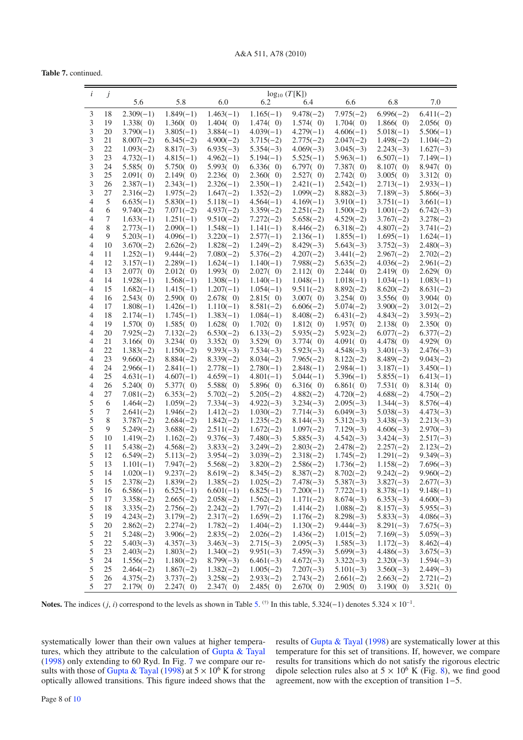**Table 7.** continued.

| $i$ | $j$ | $\log_{10}(T[K])$ 5.6 | 5.8 | 6.0 | 6.2 | 6.4 | 6.6 | 6.8 | 7.0 |
|---|---|---|---|---|---|---|---|---|---|
| 3 | 18 | 2.309(−1) | 1.849(−1) | 1.463(−1) | 1.165(−1) | 9.478(−2) | 7.975(−2) | 6.996(−2) | 6.411(−2) |
| 3 | 19 | 1.338( 0) | 1.360( 0) | 1.404( 0) | 1.474( 0) | 1.574( 0) | 1.704( 0) | 1.866( 0) | 2.056( 0) |
| 3 | 20 | 3.790(−1) | 3.805(−1) | 3.884(−1) | 4.039(−1) | 4.279(−1) | 4.606(−1) | 5.018(−1) | 5.506(−1) |
| 3 | 21 | 8.007(−2) | 6.345(−2) | 4.900(−2) | 3.715(−2) | 2.775(−2) | 2.047(−2) | 1.498(−2) | 1.104(−2) |
| 3 | 22 | 1.093(−2) | 8.817(−3) | 6.935(−3) | 5.354(−3) | 4.069(−3) | 3.045(−3) | 2.243(−3) | 1.627(−3) |
| 3 | 23 | 4.732(−1) | 4.815(−1) | 4.962(−1) | 5.194(−1) | 5.525(−1) | 5.963(−1) | 6.507(−1) | 7.149(−1) |
| 3 | 24 | 5.585( 0) | 5.750( 0) | 5.993( 0) | 6.336( 0) | 6.797( 0) | 7.387( 0) | 8.107( 0) | 8.947( 0) |
| 3 | 25 | 2.091( 0) | 2.149( 0) | 2.236( 0) | 2.360( 0) | 2.527( 0) | 2.742( 0) | 3.005( 0) | 3.312( 0) |
| 3 | 26 | 2.387(−1) | 2.343(−1) | 2.326(−1) | 2.350(−1) | 2.421(−1) | 2.542(−1) | 2.713(−1) | 2.933(−1) |
| 3 | 27 | 2.316(−2) | 1.975(−2) | 1.647(−2) | 1.352(−2) | 1.099(−2) | 8.882(−3) | 7.189(−3) | 5.866(−3) |
| 4 | 5 | 6.635(−1) | 5.830(−1) | 5.118(−1) | 4.564(−1) | 4.169(−1) | 3.910(−1) | 3.751(−1) | 3.661(−1) |
| 4 | 6 | 9.740(−2) | 7.071(−2) | 4.937(−2) | 3.359(−2) | 2.251(−2) | 1.500(−2) | 1.001(−2) | 6.742(−3) |
| 4 | 7 | 1.633(−1) | 1.251(−1) | 9.510(−2) | 7.272(−2) | 5.658(−2) | 4.529(−2) | 3.767(−2) | 3.278(−2) |
| 4 | 8 | 2.773(−1) | 2.090(−1) | 1.548(−1) | 1.141(−1) | 8.446(−2) | 6.318(−2) | 4.807(−2) | 3.741(−2) |
| 4 | 9 | 5.203(−1) | 4.096(−1) | 3.220(−1) | 2.577(−1) | 2.136(−1) | 1.855(−1) | 1.695(−1) | 1.624(−1) |
| 4 | 10 | 3.670(−2) | 2.626(−2) | 1.828(−2) | 1.249(−2) | 8.429(−3) | 5.643(−3) | 3.752(−3) | 2.480(−3) |
| 4 | 11 | 1.252(−1) | 9.444(−2) | 7.080(−2) | 5.376(−2) | 4.207(−2) | 3.441(−2) | 2.967(−2) | 2.702(−2) |
| 4 | 12 | 3.157(−1) | 2.289(−1) | 1.624(−1) | 1.140(−1) | 7.988(−2) | 5.635(−2) | 4.036(−2) | 2.961(−2) |
| 4 | 13 | 2.077( 0) | 2.012( 0) | 1.993( 0) | 2.027( 0) | 2.112( 0) | 2.244( 0) | 2.419( 0) | 2.629( 0) |
| 4 | 14 | 1.928(−1) | 1.568(−1) | 1.308(−1) | 1.140(−1) | 1.048(−1) | 1.018(−1) | 1.034(−1) | 1.083(−1) |
| 4 | 15 | 1.682(−1) | 1.415(−1) | 1.207(−1) | 1.054(−1) | 9.511(−2) | 8.892(−2) | 8.620(−2) | 8.631(−2) |
| 4 | 16 | 2.543( 0) | 2.590( 0) | 2.678( 0) | 2.815( 0) | 3.007( 0) | 3.254( 0) | 3.556( 0) | 3.904( 0) |
| 4 | 17 | 1.808(−1) | 1.426(−1) | 1.110(−1) | 8.581(−2) | 6.606(−2) | 5.074(−2) | 3.900(−2) | 3.012(−2) |
| 4 | 18 | 2.174(−1) | 1.745(−1) | 1.383(−1) | 1.084(−1) | 8.408(−2) | 6.431(−2) | 4.843(−2) | 3.593(−2) |
| 4 | 19 | 1.570( 0) | 1.585( 0) | 1.628( 0) | 1.702( 0) | 1.812( 0) | 1.957( 0) | 2.138( 0) | 2.350( 0) |
| 4 | 20 | 7.925(−2) | 7.132(−2) | 6.530(−2) | 6.133(−2) | 5.935(−2) | 5.923(−2) | 6.077(−2) | 6.377(−2) |
| 4 | 21 | 3.166( 0) | 3.234( 0) | 3.352( 0) | 3.529( 0) | 3.774( 0) | 4.091( 0) | 4.478( 0) | 4.929( 0) |
| 4 | 22 | 1.383(−2) | 1.150(−2) | 9.393(−3) | 7.534(−3) | 5.923(−3) | 4.548(−3) | 3.401(−3) | 2.476(−3) |
| 4 | 23 | 9.660(−2) | 8.884(−2) | 8.339(−2) | 8.034(−2) | 7.965(−2) | 8.122(−2) | 8.489(−2) | 9.043(−2) |
| 4 | 24 | 2.966(−1) | 2.841(−1) | 2.778(−1) | 2.780(−1) | 2.848(−1) | 2.984(−1) | 3.187(−1) | 3.450(−1) |
| 4 | 25 | 4.631(−1) | 4.607(−1) | 4.659(−1) | 4.801(−1) | 5.044(−1) | 5.396(−1) | 5.855(−1) | 6.413(−1) |
| 4 | 26 | 5.240( 0) | 5.377( 0) | 5.588( 0) | 5.896( 0) | 6.316( 0) | 6.861( 0) | 7.531( 0) | 8.314( 0) |
| 4 | 27 | 7.081(−2) | 6.353(−2) | 5.702(−2) | 5.205(−2) | 4.882(−2) | 4.720(−2) | 4.688(−2) | 4.750(−2) |
| 5 | 6 | 1.464(−2) | 1.059(−2) | 7.334(−3) | 4.922(−3) | 3.234(−3) | 2.095(−3) | 1.344(−3) | 8.576(−4) |
| 5 | 7 | 2.641(−2) | 1.946(−2) | 1.412(−2) | 1.030(−2) | 7.714(−3) | 6.049(−3) | 5.038(−3) | 4.473(−3) |
| 5 | 8 | 3.787(−2) | 2.684(−2) | 1.842(−2) | 1.235(−2) | 8.144(−3) | 5.312(−3) | 3.438(−3) | 2.213(−3) |
| 5 | 9 | 5.249(−2) | 3.688(−2) | 2.511(−2) | 1.672(−2) | 1.097(−2) | 7.129(−3) | 4.606(−3) | 2.970(−3) |
| 5 | 10 | 1.419(−2) | 1.162(−2) | 9.376(−3) | 7.480(−3) | 5.885(−3) | 4.542(−3) | 3.424(−3) | 2.517(−3) |
| 5 | 11 | 5.438(−2) | 4.568(−2) | 3.833(−2) | 3.249(−2) | 2.803(−2) | 2.478(−2) | 2.257(−2) | 2.123(−2) |
| 5 | 12 | 6.549(−2) | 5.113(−2) | 3.954(−2) | 3.039(−2) | 2.318(−2) | 1.745(−2) | 1.291(−2) | 9.349(−3) |
| 5 | 13 | 1.101(−1) | 7.947(−2) | 5.568(−2) | 3.820(−2) | 2.586(−2) | 1.736(−2) | 1.158(−2) | 7.696(−3) |
| 5 | 14 | 1.020(−1) | 9.237(−2) | 8.619(−2) | 8.345(−2) | 8.387(−2) | 8.702(−2) | 9.242(−2) | 9.960(−2) |
| 5 | 15 | 2.378(−2) | 1.839(−2) | 1.385(−2) | 1.025(−2) | 7.478(−3) | 5.387(−3) | 3.827(−3) | 2.677(−3) |
| 5 | 16 | 6.586(−1) | 6.525(−1) | 6.601(−1) | 6.825(−1) | 7.200(−1) | 7.722(−1) | 8.378(−1) | 9.148(−1) |
| 5 | 17 | 3.358(−2) | 2.665(−2) | 2.058(−2) | 1.562(−2) | 1.171(−2) | 8.674(−3) | 6.353(−3) | 4.600(−3) |
| 5 | 18 | 3.335(−2) | 2.756(−2) | 2.242(−2) | 1.797(−2) | 1.414(−2) | 1.088(−2) | 8.157(−3) | 5.955(−3) |
| 5 | 19 | 4.243(−2) | 3.179(−2) | 2.317(−2) | 1.659(−2) | 1.176(−2) | 8.298(−3) | 5.833(−3) | 4.086(−3) |
| 5 | 20 | 2.862(−2) | 2.274(−2) | 1.782(−2) | 1.404(−2) | 1.130(−2) | 9.444(−3) | 8.291(−3) | 7.675(−3) |
| 5 | 21 | 5.248(−2) | 3.906(−2) | 2.835(−2) | 2.026(−2) | 1.436(−2) | 1.015(−2) | 7.169(−3) | 5.059(−3) |
| 5 | 22 | 5.403(−3) | 4.357(−3) | 3.463(−3) | 2.715(−3) | 2.095(−3) | 1.585(−3) | 1.172(−3) | 8.462(−4) |
| 5 | 23 | 2.403(−2) | 1.803(−2) | 1.340(−2) | 9.951(−3) | 7.459(−3) | 5.699(−3) | 4.486(−3) | 3.675(−3) |
| 5 | 24 | 1.556(−2) | 1.180(−2) | 8.799(−3) | 6.461(−3) | 4.672(−3) | 3.322(−3) | 2.320(−3) | 1.594(−3) |
| 5 | 25 | 2.464(−2) | 1.867(−2) | 1.382(−2) | 1.005(−2) | 7.207(−3) | 5.101(−3) | 3.560(−3) | 2.449(−3) |
| 5 | 26 | 4.375(−2) | 3.737(−2) | 3.258(−2) | 2.933(−2) | 2.743(−2) | 2.661(−2) | 2.663(−2) | 2.721(−2) |
| 5 | 27 | 2.179( 0) | 2.247( 0) | 2.347( 0) | 2.485( 0) | 2.670( 0) | 2.905( 0) | 3.190( 0) | 3.521( 0) |

**Notes.** The indices ($j$, $i$) correspond to the levels as shown in Table 5. (†) In this table, 5.324(−1) denotes $5.324 \times 10^{-1}$.

systematically lower than their own values at higher temperatures, which they attribute to the calculation of Gupta & Tayal (1998) only extending to 60 Ryd. In Fig. 7 we compare our results with those of Gupta & Tayal (1998) at $5 \times 10^6$ K for strong optically allowed transitions. This figure indeed shows that the results of Gupta & Tayal (1998) are systematically lower at this temperature for this set of transitions. If, however, we compare results for transitions which do not satisfy the rigorous electric dipole selection rules also at $5 \times 10^6$ K (Fig. 8), we find good agreement, now with the exception of transition 1−5.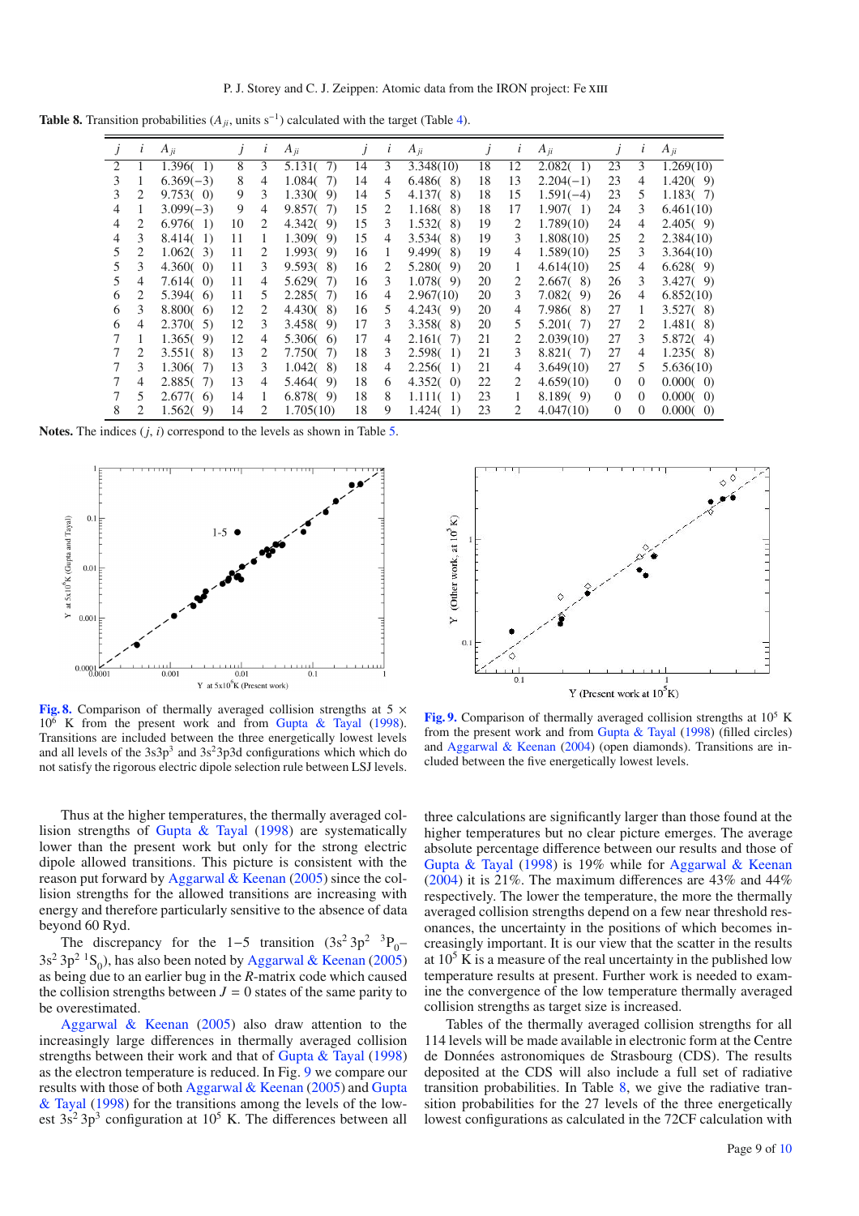**Table 8.** Transition probabilities ($A_{ji}$, units $s^{-1}$) calculated with the target (Table 4).

| $j$ | $i$ | $A_{ji}$ | $j$ | $i$ | $A_{ji}$ | $j$ | $i$ | $A_{ji}$ | $j$ | $i$ | $A_{ji}$ | $j$ | $i$ | $A_{ji}$ |
|---|---|---|---|---|---|---|---|---|---|---|---|---|---|---|
| 2 | 1 | 1.396( 1) | 8 | 3 | 5.131( 7) | 14 | 3 | 3.348(10) | 18 | 12 | 2.082( 1) | 23 | 3 | 1.269(10) |
| 3 | 1 | 6.369(−3) | 8 | 4 | 1.084( 7) | 14 | 4 | 6.486( 8) | 18 | 13 | 2.204(−1) | 23 | 4 | 1.420( 9) |
| 3 | 2 | 9.753( 0) | 9 | 3 | 1.330( 9) | 14 | 5 | 4.137( 8) | 18 | 15 | 1.591(−4) | 23 | 5 | 1.183( 7) |
| 4 | 1 | 3.099(−3) | 9 | 4 | 9.857( 7) | 15 | 2 | 1.168( 8) | 18 | 17 | 1.907( 1) | 24 | 3 | 6.461(10) |
| 4 | 2 | 6.976( 1) | 10 | 2 | 4.342( 9) | 15 | 3 | 1.532( 8) | 19 | 2 | 1.789(10) | 24 | 4 | 2.405( 9) |
| 4 | 3 | 8.414( 1) | 11 | 1 | 1.309( 9) | 15 | 4 | 3.534( 8) | 19 | 3 | 1.808(10) | 25 | 2 | 2.384(10) |
| 5 | 2 | 1.062( 3) | 11 | 2 | 1.993( 9) | 16 | 1 | 9.499( 8) | 19 | 4 | 1.589(10) | 25 | 3 | 3.364(10) |
| 5 | 3 | 4.360( 0) | 11 | 3 | 9.593( 8) | 16 | 2 | 5.280( 9) | 20 | 1 | 4.614(10) | 25 | 4 | 6.628( 9) |
| 5 | 4 | 7.614( 0) | 11 | 4 | 5.629( 7) | 16 | 3 | 1.078( 9) | 20 | 2 | 2.667( 8) | 26 | 3 | 3.427( 9) |
| 6 | 2 | 5.394( 6) | 11 | 5 | 2.285( 7) | 16 | 4 | 2.967(10) | 20 | 3 | 7.082( 9) | 26 | 4 | 6.852(10) |
| 6 | 3 | 8.800( 6) | 12 | 2 | 4.430( 8) | 16 | 5 | 4.243( 9) | 20 | 4 | 7.986( 8) | 27 | 1 | 3.527( 8) |
| 6 | 4 | 2.370( 5) | 12 | 3 | 3.458( 9) | 17 | 3 | 3.358( 8) | 20 | 5 | 5.201( 7) | 27 | 2 | 1.481( 8) |
| 7 | 1 | 1.365( 9) | 12 | 4 | 5.306( 6) | 17 | 4 | 2.161( 7) | 21 | 2 | 2.039(10) | 27 | 3 | 5.872( 4) |
| 7 | 2 | 3.551( 8) | 13 | 2 | 7.750( 7) | 18 | 3 | 2.598( 1) | 21 | 3 | 8.821( 7) | 27 | 4 | 1.235( 8) |
| 7 | 3 | 1.306( 7) | 13 | 3 | 1.042( 8) | 18 | 4 | 2.256( 1) | 21 | 4 | 3.649(10) | 27 | 5 | 5.636(10) |
| 7 | 4 | 2.885( 7) | 13 | 4 | 5.464( 9) | 18 | 6 | 4.352( 0) | 22 | 2 | 4.659(10) | 0 | 0 | 0.000( 0) |
| 7 | 5 | 2.677( 6) | 14 | 1 | 6.878( 9) | 18 | 8 | 1.111( 1) | 23 | 1 | 8.189( 9) | 0 | 0 | 0.000( 0) |
| 8 | 2 | 1.562( 9) | 14 | 2 | 1.705(10) | 18 | 9 | 1.424( 1) | 23 | 2 | 4.047(10) | 0 | 0 | 0.000( 0) |

**Notes.** The indices ($j$, $i$) correspond to the levels as shown in Table 5.

1
0.1
0.01
0.001
0.0001
1-5
Y at 5x10^6 K (Gupta and Tayal)
0.0001 0.001 0.01 0.1 1
Y at 5x10^6 K (Present work)

**Fig. 8.** Comparison of thermally averaged collision strengths at $5 \times 10^6$ K from the present work and from Gupta & Tayal (1998). Transitions are included between the three energetically lowest levels and all levels of the $3s3p^3$ and $3s^23p3d$ configurations which do not satisfy the rigorous electric dipole selection rule between LSJ levels.

1
0.1
Y (Other work, at $10^5$ K)
0.1 1
Y (Present work at $10^5$ K)

**Fig. 9.** Comparison of thermally averaged collision strengths at $10^5$ K from the present work and from Gupta & Tayal (1998) (filled circles) and Aggarwal & Keenan (2004) (open diamonds). Transitions are included between the five energetically lowest levels.

Thus at the higher temperatures, the thermally averaged collision strengths of Gupta & Tayal (1998) are systematically lower than the present work but only for the strong electric dipole allowed transitions. This picture is consistent with the reason put forward by Aggarwal & Keenan (2005) since the collision strengths for the allowed transitions are increasing with energy and therefore particularly sensitive to the absence of data beyond 60 Ryd.

The discrepancy for the 1−5 transition ($3s^2\,3p^2\;{}^3P_0$–$3s^2\,3p^2\;{}^1S_0$), has also been noted by Aggarwal & Keenan (2005) as being due to an earlier bug in the *R*-matrix code which caused the collision strengths between $J = 0$ states of the same parity to be overestimated.

Aggarwal & Keenan (2005) also draw attention to the increasingly large differences in thermally averaged collision strengths between their work and that of Gupta & Tayal (1998) as the electron temperature is reduced. In Fig. 9 we compare our results with those of both Aggarwal & Keenan (2005) and Gupta & Tayal (1998) for the transitions among the levels of the lowest $3s^2\,3p^3$ configuration at $10^5$ K. The differences between all three calculations are significantly larger than those found at the higher temperatures but no clear picture emerges. The average absolute percentage difference between our results and those of Gupta & Tayal (1998) is 19% while for Aggarwal & Keenan (2004) it is 21%. The maximum differences are 43% and 44% respectively. The lower the temperature, the more the thermally averaged collision strengths depend on a few near threshold resonances, the uncertainty in the positions of which becomes increasingly important. It is our view that the scatter in the results at $10^5$ K is a measure of the real uncertainty in the published low temperature results at present. Further work is needed to examine the convergence of the low temperature thermally averaged collision strengths as target size is increased.

Tables of the thermally averaged collision strengths for all 114 levels will be made available in electronic form at the Centre de Données astronomiques de Strasbourg (CDS). The results deposited at the CDS will also include a full set of radiative transition probabilities. In Table 8, we give the radiative transition probabilities for the 27 levels of the three energetically lowest configurations as calculated in the 72CF calculation with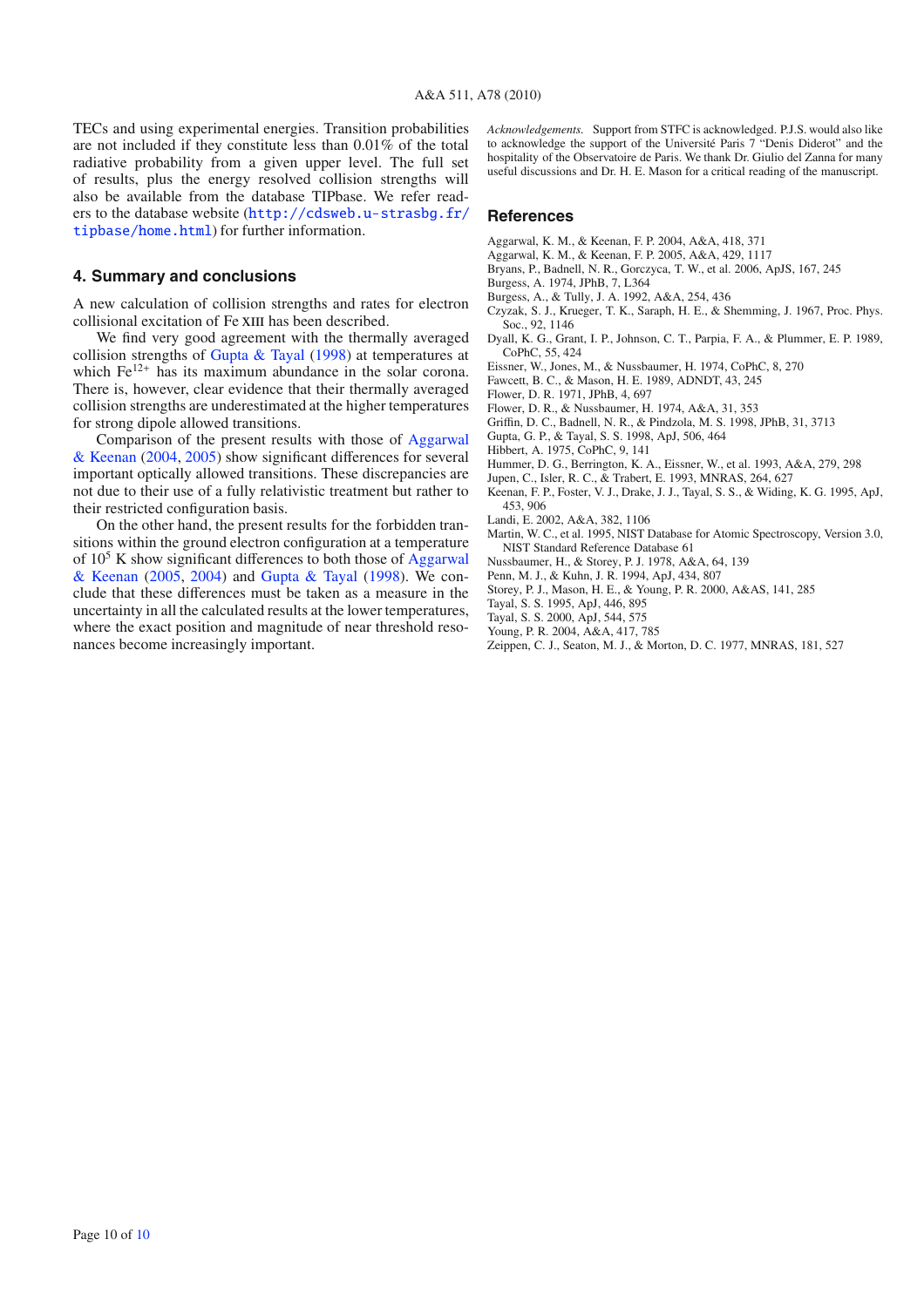TECs and using experimental energies. Transition probabilities are not included if they constitute less than 0.01% of the total radiative probability from a given upper level. The full set of results, plus the energy resolved collision strengths will also be available from the database TIPbase. We refer readers to the database website (http://cdsweb.u-strasbg.fr/tipbase/home.html) for further information.

## 4. Summary and conclusions

A new calculation of collision strengths and rates for electron collisional excitation of Fe XIII has been described.

We find very good agreement with the thermally averaged collision strengths of Gupta & Tayal (1998) at temperatures at which $Fe^{12+}$ has its maximum abundance in the solar corona. There is, however, clear evidence that their thermally averaged collision strengths are underestimated at the higher temperatures for strong dipole allowed transitions.

Comparison of the present results with those of Aggarwal & Keenan (2004, 2005) show significant differences for several important optically allowed transitions. These discrepancies are not due to their use of a fully relativistic treatment but rather to their restricted configuration basis.

On the other hand, the present results for the forbidden transitions within the ground electron configuration at a temperature of $10^5$ K show significant differences to both those of Aggarwal & Keenan (2005, 2004) and Gupta & Tayal (1998). We conclude that these differences must be taken as a measure in the uncertainty in all the calculated results at the lower temperatures, where the exact position and magnitude of near threshold resonances become increasingly important.

*Acknowledgements.* Support from STFC is acknowledged. P.J.S. would also like to acknowledge the support of the Université Paris 7 "Denis Diderot" and the hospitality of the Observatoire de Paris. We thank Dr. Giulio del Zanna for many useful discussions and Dr. H. E. Mason for a critical reading of the manuscript.

## References

Aggarwal, K. M., & Keenan, F. P. 2004, A&A, 418, 371
Aggarwal, K. M., & Keenan, F. P. 2005, A&A, 429, 1117
Bryans, P., Badnell, N. R., Gorczyca, T. W., et al. 2006, ApJS, 167, 245
Burgess, A. 1974, JPhB, 7, L364
Burgess, A., & Tully, J. A. 1992, A&A, 254, 436
Czyzak, S. J., Krueger, T. K., Saraph, H. E., & Shemming, J. 1967, Proc. Phys. Soc., 92, 1146
Dyall, K. G., Grant, I. P., Johnson, C. T., Parpia, F. A., & Plummer, E. P. 1989, CoPhC, 55, 424
Eissner, W., Jones, M., & Nussbaumer, H. 1974, CoPhC, 8, 270
Fawcett, B. C., & Mason, H. E. 1989, ADNDT, 43, 245
Flower, D. R. 1971, JPhB, 4, 697
Flower, D. R., & Nussbaumer, H. 1974, A&A, 31, 353
Griffin, D. C., Badnell, N. R., & Pindzola, M. S. 1998, JPhB, 31, 3713
Gupta, G. P., & Tayal, S. S. 1998, ApJ, 506, 464
Hibbert, A. 1975, CoPhC, 9, 141
Hummer, D. G., Berrington, K. A., Eissner, W., et al. 1993, A&A, 279, 298
Jupen, C., Isler, R. C., & Trabert, E. 1993, MNRAS, 264, 627
Keenan, F. P., Foster, V. J., Drake, J. J., Tayal, S. S., & Widing, K. G. 1995, ApJ, 453, 906
Landi, E. 2002, A&A, 382, 1106
Martin, W. C., et al. 1995, NIST Database for Atomic Spectroscopy, Version 3.0, NIST Standard Reference Database 61
Nussbaumer, H., & Storey, P. J. 1978, A&A, 64, 139
Penn, M. J., & Kuhn, J. R. 1994, ApJ, 434, 807
Storey, P. J., Mason, H. E., & Young, P. R. 2000, A&AS, 141, 285
Tayal, S. S. 1995, ApJ, 446, 895
Tayal, S. S. 2000, ApJ, 544, 575
Young, P. R. 2004, A&A, 417, 785
Zeippen, C. J., Seaton, M. J., & Morton, D. C. 1977, MNRAS, 181, 527